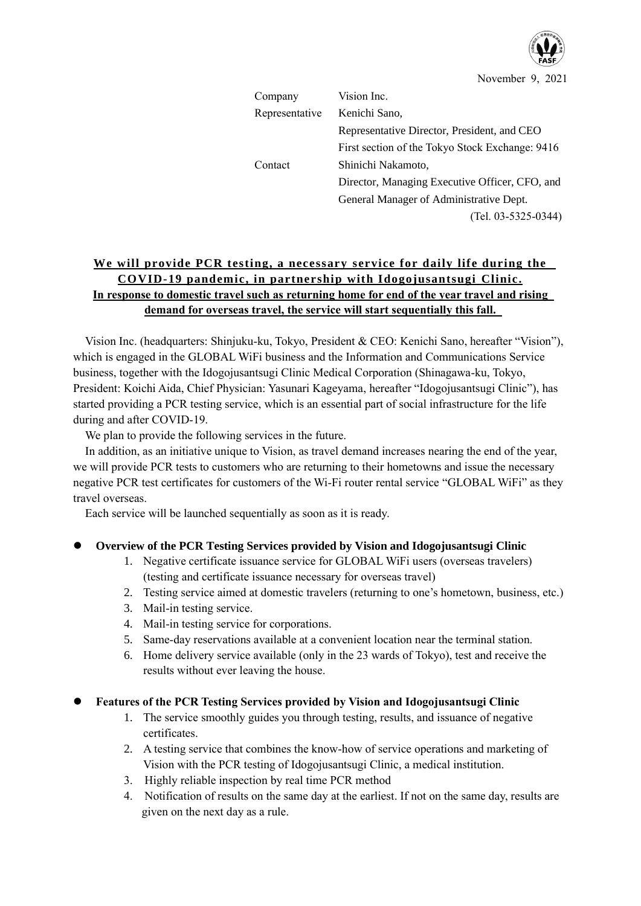November 9, 2021

| | |
|---|---|
| Company | Vision Inc. |
| Representative | Kenichi Sano, |
| | Representative Director, President, and CEO |
| | First section of the Tokyo Stock Exchange: 9416 |
| Contact | Shinichi Nakamoto, |
| | Director, Managing Executive Officer, CFO, and |
| | General Manager of Administrative Dept. |
| | (Tel. 03-5325-0344) |

## We will provide PCR testing, a necessary service for daily life during the COVID-19 pandemic, in partnership with Idogojusantsugi Clinic.

**In response to domestic travel such as returning home for end of the year travel and rising demand for overseas travel, the service will start sequentially this fall.**

Vision Inc. (headquarters: Shinjuku-ku, Tokyo, President & CEO: Kenichi Sano, hereafter "Vision"), which is engaged in the GLOBAL WiFi business and the Information and Communications Service business, together with the Idogojusantsugi Clinic Medical Corporation (Shinagawa-ku, Tokyo, President: Koichi Aida, Chief Physician: Yasunari Kageyama, hereafter "Idogojusantsugi Clinic"), has started providing a PCR testing service, which is an essential part of social infrastructure for the life during and after COVID-19.

We plan to provide the following services in the future.

In addition, as an initiative unique to Vision, as travel demand increases nearing the end of the year, we will provide PCR tests to customers who are returning to their hometowns and issue the necessary negative PCR test certificates for customers of the Wi-Fi router rental service "GLOBAL WiFi" as they travel overseas.

Each service will be launched sequentially as soon as it is ready.

- **Overview of the PCR Testing Services provided by Vision and Idogojusantsugi Clinic**
  1. Negative certificate issuance service for GLOBAL WiFi users (overseas travelers) (testing and certificate issuance necessary for overseas travel)
  2. Testing service aimed at domestic travelers (returning to one's hometown, business, etc.)
  3. Mail-in testing service.
  4. Mail-in testing service for corporations.
  5. Same-day reservations available at a convenient location near the terminal station.
  6. Home delivery service available (only in the 23 wards of Tokyo), test and receive the results without ever leaving the house.

- **Features of the PCR Testing Services provided by Vision and Idogojusantsugi Clinic**
  1. The service smoothly guides you through testing, results, and issuance of negative certificates.
  2. A testing service that combines the know-how of service operations and marketing of Vision with the PCR testing of Idogojusantsugi Clinic, a medical institution.
  3. Highly reliable inspection by real time PCR method
  4. Notification of results on the same day at the earliest. If not on the same day, results are given on the next day as a rule.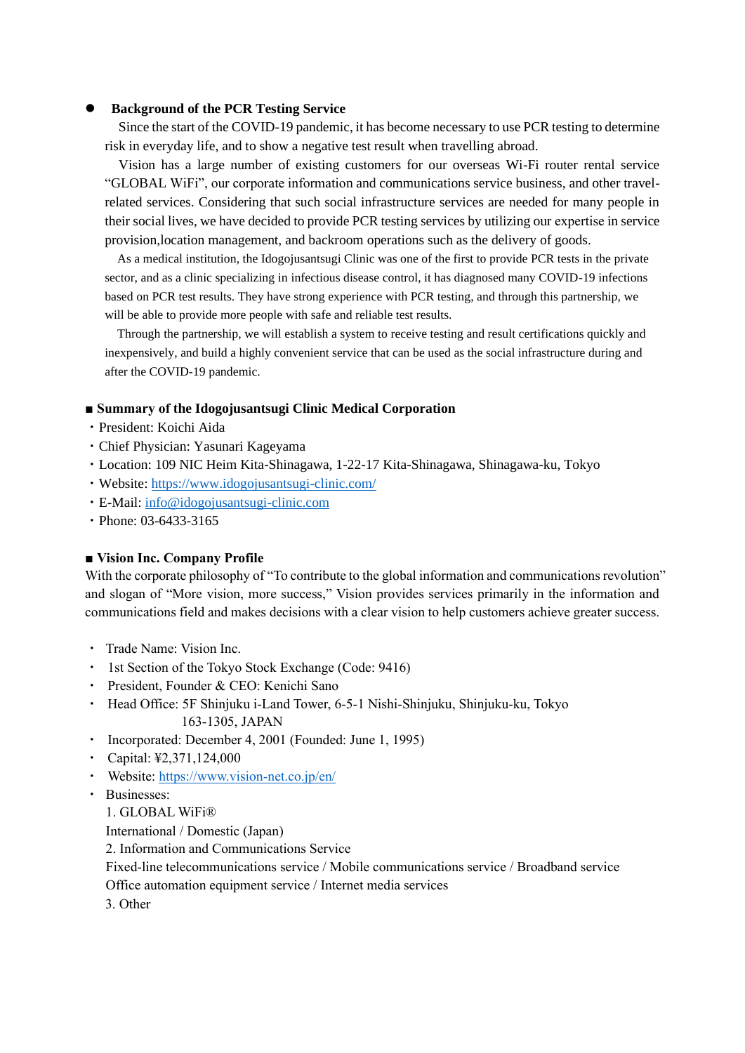## Background of the PCR Testing Service

Since the start of the COVID-19 pandemic, it has become necessary to use PCR testing to determine risk in everyday life, and to show a negative test result when travelling abroad.

Vision has a large number of existing customers for our overseas Wi-Fi router rental service "GLOBAL WiFi", our corporate information and communications service business, and other travel-related services. Considering that such social infrastructure services are needed for many people in their social lives, we have decided to provide PCR testing services by utilizing our expertise in service provision,location management, and backroom operations such as the delivery of goods.

As a medical institution, the Idogojusantsugi Clinic was one of the first to provide PCR tests in the private sector, and as a clinic specializing in infectious disease control, it has diagnosed many COVID-19 infections based on PCR test results. They have strong experience with PCR testing, and through this partnership, we will be able to provide more people with safe and reliable test results.

Through the partnership, we will establish a system to receive testing and result certifications quickly and inexpensively, and build a highly convenient service that can be used as the social infrastructure during and after the COVID-19 pandemic.

### ■ Summary of the Idogojusantsugi Clinic Medical Corporation

- President: Koichi Aida
- Chief Physician: Yasunari Kageyama
- Location: 109 NIC Heim Kita-Shinagawa, 1-22-17 Kita-Shinagawa, Shinagawa-ku, Tokyo
- Website: https://www.idogojusantsugi-clinic.com/
- E-Mail: info@idogojusantsugi-clinic.com
- Phone: 03-6433-3165

### ■ Vision Inc. Company Profile

With the corporate philosophy of "To contribute to the global information and communications revolution" and slogan of "More vision, more success," Vision provides services primarily in the information and communications field and makes decisions with a clear vision to help customers achieve greater success.

- Trade Name: Vision Inc.
- 1st Section of the Tokyo Stock Exchange (Code: 9416)
- President, Founder & CEO: Kenichi Sano
- Head Office: 5F Shinjuku i-Land Tower, 6-5-1 Nishi-Shinjuku, Shinjuku-ku, Tokyo 163-1305, JAPAN
- Incorporated: December 4, 2001 (Founded: June 1, 1995)
- Capital: ¥2,371,124,000
- Website: https://www.vision-net.co.jp/en/
- Businesses:
  1. GLOBAL WiFi®
     International / Domestic (Japan)
  2. Information and Communications Service
     Fixed-line telecommunications service / Mobile communications service / Broadband service
     Office automation equipment service / Internet media services
  3. Other